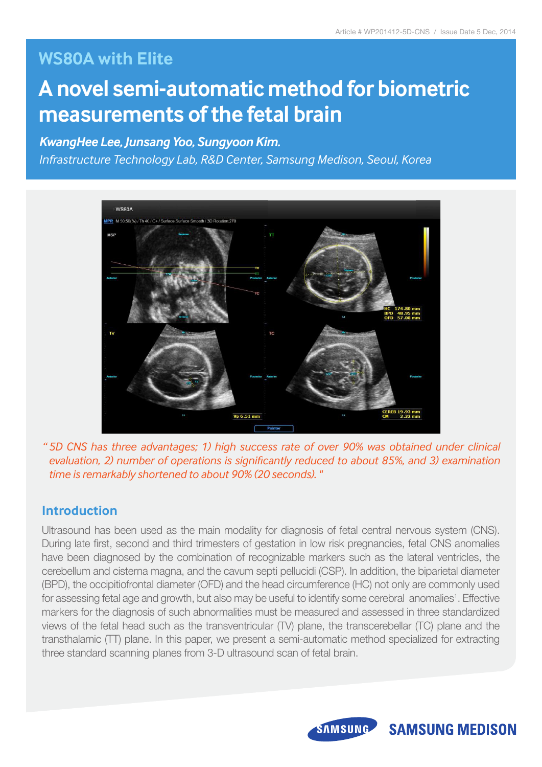Article # WP201412-5D-CNS / Issue Date 5 Dec, 2014

## WS80A with Elite

# A novel semi-automatic method for biometric measurements of the fetal brain

***KwangHee Lee, Junsang Yoo, Sungyoon Kim.***

*Infrastructure Technology Lab, R&D Center, Samsung Medison, Seoul, Korea*

*" 5D CNS has three advantages; 1) high success rate of over 90% was obtained under clinical evaluation, 2) number of operations is significantly reduced to about 85%, and 3) examination time is remarkably shortened to about 90% (20 seconds). "*

## Introduction

Ultrasound has been used as the main modality for diagnosis of fetal central nervous system (CNS). During late first, second and third trimesters of gestation in low risk pregnancies, fetal CNS anomalies have been diagnosed by the combination of recognizable markers such as the lateral ventricles, the cerebellum and cisterna magna, and the cavum septi pellucidi (CSP). In addition, the biparietal diameter (BPD), the occipitiofrontal diameter (OFD) and the head circumference (HC) not only are commonly used for assessing fetal age and growth, but also may be useful to identify some cerebral anomalies[1]. Effective markers for the diagnosis of such abnormalities must be measured and assessed in three standardized views of the fetal head such as the transventricular (TV) plane, the transcerebellar (TC) plane and the transthalamic (TT) plane. In this paper, we present a semi-automatic method specialized for extracting three standard scanning planes from 3-D ultrasound scan of fetal brain.

SAMSUNG MEDISON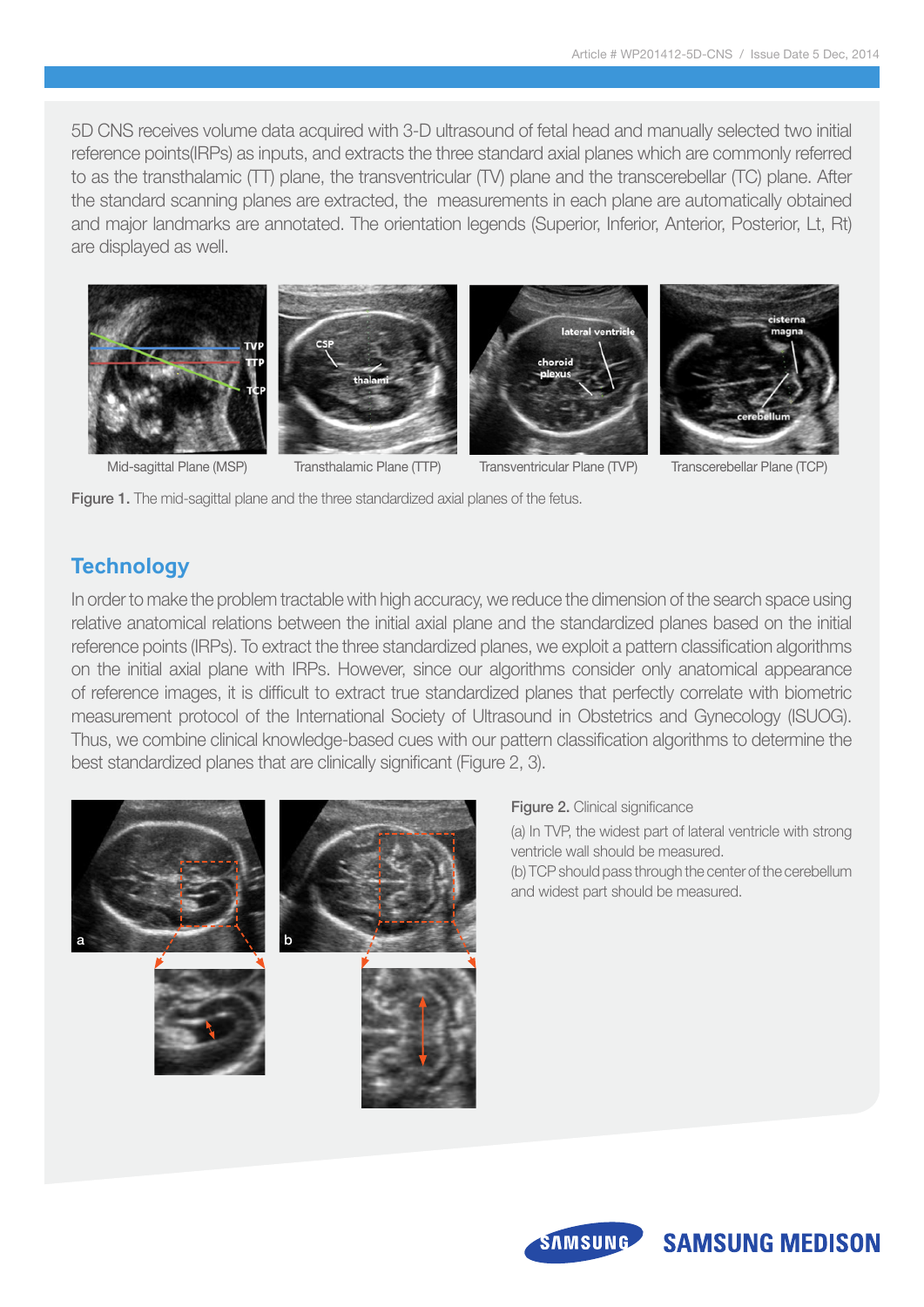5D CNS receives volume data acquired with 3-D ultrasound of fetal head and manually selected two initial reference points(IRPs) as inputs, and extracts the three standard axial planes which are commonly referred to as the transthalamic (TT) plane, the transventricular (TV) plane and the transcerebellar (TC) plane. After the standard scanning planes are extracted, the measurements in each plane are automatically obtained and major landmarks are annotated. The orientation legends (Superior, Inferior, Anterior, Posterior, Lt, Rt) are displayed as well.

Mid-sagittal Plane (MSP) | Transthalamic Plane (TTP) | Transventricular Plane (TVP) | Transcerebellar Plane (TCP)

**Figure 1.** The mid-sagittal plane and the three standardized axial planes of the fetus.

## Technology

In order to make the problem tractable with high accuracy, we reduce the dimension of the search space using relative anatomical relations between the initial axial plane and the standardized planes based on the initial reference points (IRPs). To extract the three standardized planes, we exploit a pattern classification algorithms on the initial axial plane with IRPs. However, since our algorithms consider only anatomical appearance of reference images, it is difficult to extract true standardized planes that perfectly correlate with biometric measurement protocol of the International Society of Ultrasound in Obstetrics and Gynecology (ISUOG). Thus, we combine clinical knowledge-based cues with our pattern classification algorithms to determine the best standardized planes that are clinically significant (Figure 2, 3).

**Figure 2.** Clinical significance

(a) In TVP, the widest part of lateral ventricle with strong ventricle wall should be measured.

(b) TCP should pass through the center of the cerebellum and widest part should be measured.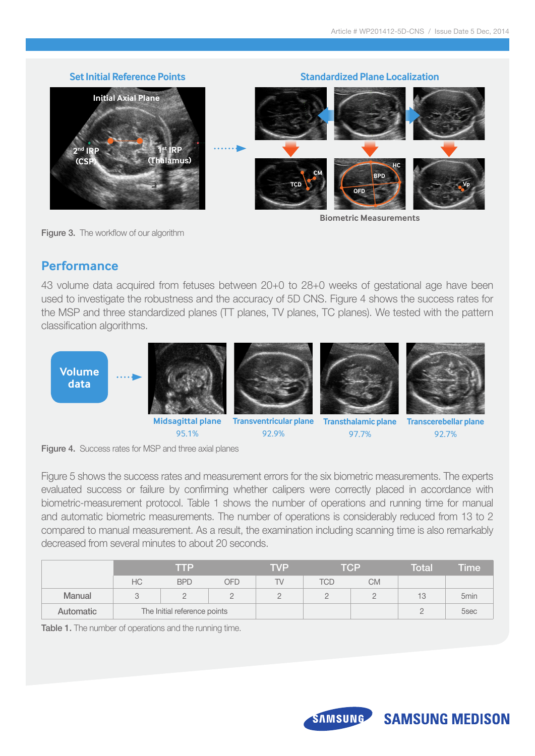Figure 3. The workflow of our algorithm

## Performance

43 volume data acquired from fetuses between 20+0 to 28+0 weeks of gestational age have been used to investigate the robustness and the accuracy of 5D CNS. Figure 4 shows the success rates for the MSP and three standardized planes (TT planes, TV planes, TC planes). We tested with the pattern classification algorithms.

Figure 4. Success rates for MSP and three axial planes

Figure 5 shows the success rates and measurement errors for the six biometric measurements. The experts evaluated success or failure by confirming whether calipers were correctly placed in accordance with biometric-measurement protocol. Table 1 shows the number of operations and running time for manual and automatic biometric measurements. The number of operations is considerably reduced from 13 to 2 compared to manual measurement. As a result, the examination including scanning time is also remarkably decreased from several minutes to about 20 seconds.

| | TTP | | | TVP | TCP | | Total | Time |
|---|---|---|---|---|---|---|---|---|
| | HC | BPD | OFD | TV | TCD | CM | | |
| Manual | 3 | 2 | 2 | 2 | 2 | 2 | 13 | 5min |
| Automatic | The Initial reference points | | | | | | 2 | 5sec |

Table 1. The number of operations and the running time.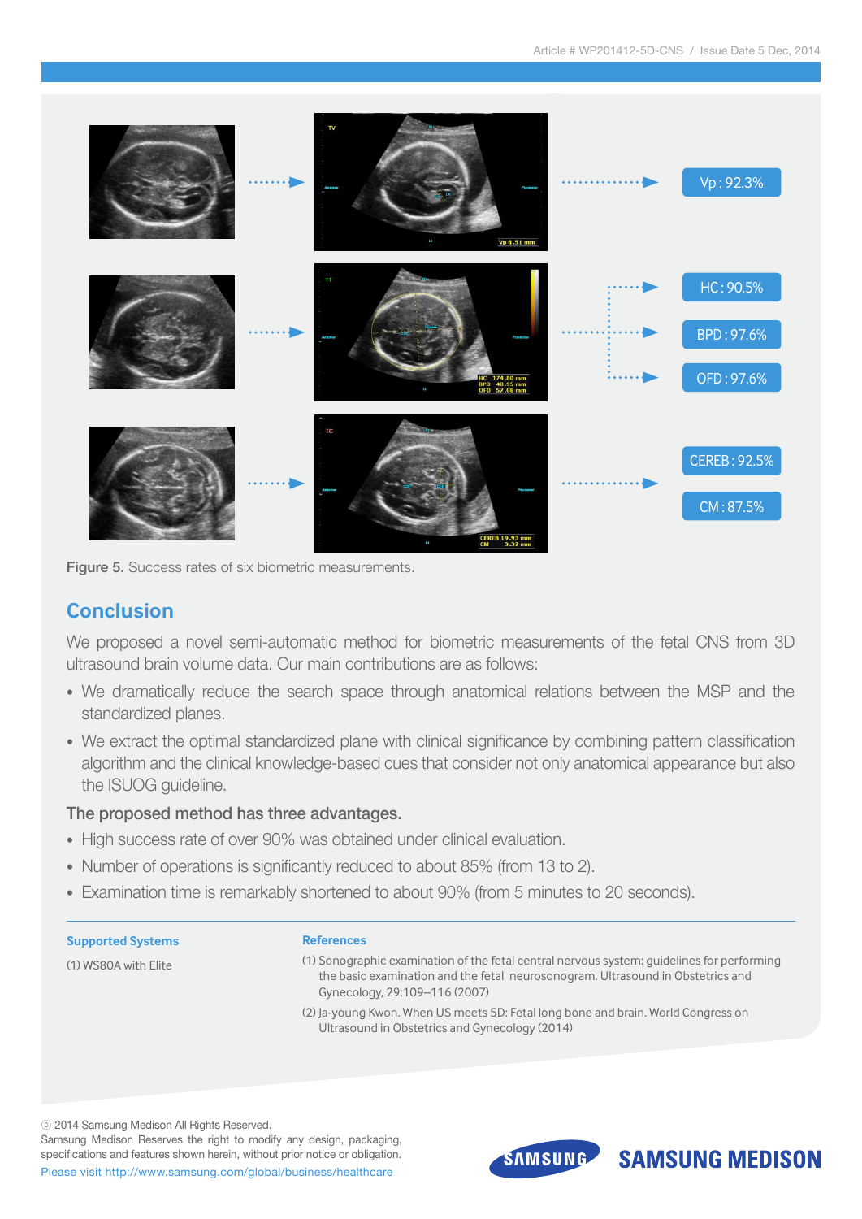Vp : 92.3%

HC : 90.5%

BPD : 97.6%

OFD : 97.6%

CEREB : 92.5%

CM : 87.5%

**Figure 5.** Success rates of six biometric measurements.

## Conclusion

We proposed a novel semi-automatic method for biometric measurements of the fetal CNS from 3D ultrasound brain volume data. Our main contributions are as follows:

- We dramatically reduce the search space through anatomical relations between the MSP and the standardized planes.
- We extract the optimal standardized plane with clinical significance by combining pattern classification algorithm and the clinical knowledge-based cues that consider not only anatomical appearance but also the ISUOG guideline.

**The proposed method has three advantages.**

- High success rate of over 90% was obtained under clinical evaluation.
- Number of operations is significantly reduced to about 85% (from 13 to 2).
- Examination time is remarkably shortened to about 90% (from 5 minutes to 20 seconds).

### Supported Systems

(1) WS80A with Elite

### References

(1) Sonographic examination of the fetal central nervous system: guidelines for performing the basic examination and the fetal neurosonogram. Ultrasound in Obstetrics and Gynecology, 29:109–116 (2007)

(2) Ja-young Kwon. When US meets 5D: Fetal long bone and brain. World Congress on Ultrasound in Obstetrics and Gynecology (2014)

ⓒ 2014 Samsung Medison All Rights Reserved.
Samsung Medison Reserves the right to modify any design, packaging, specifications and features shown herein, without prior notice or obligation.
Please visit http://www.samsung.com/global/business/healthcare

SAMSUNG  SAMSUNG MEDISON